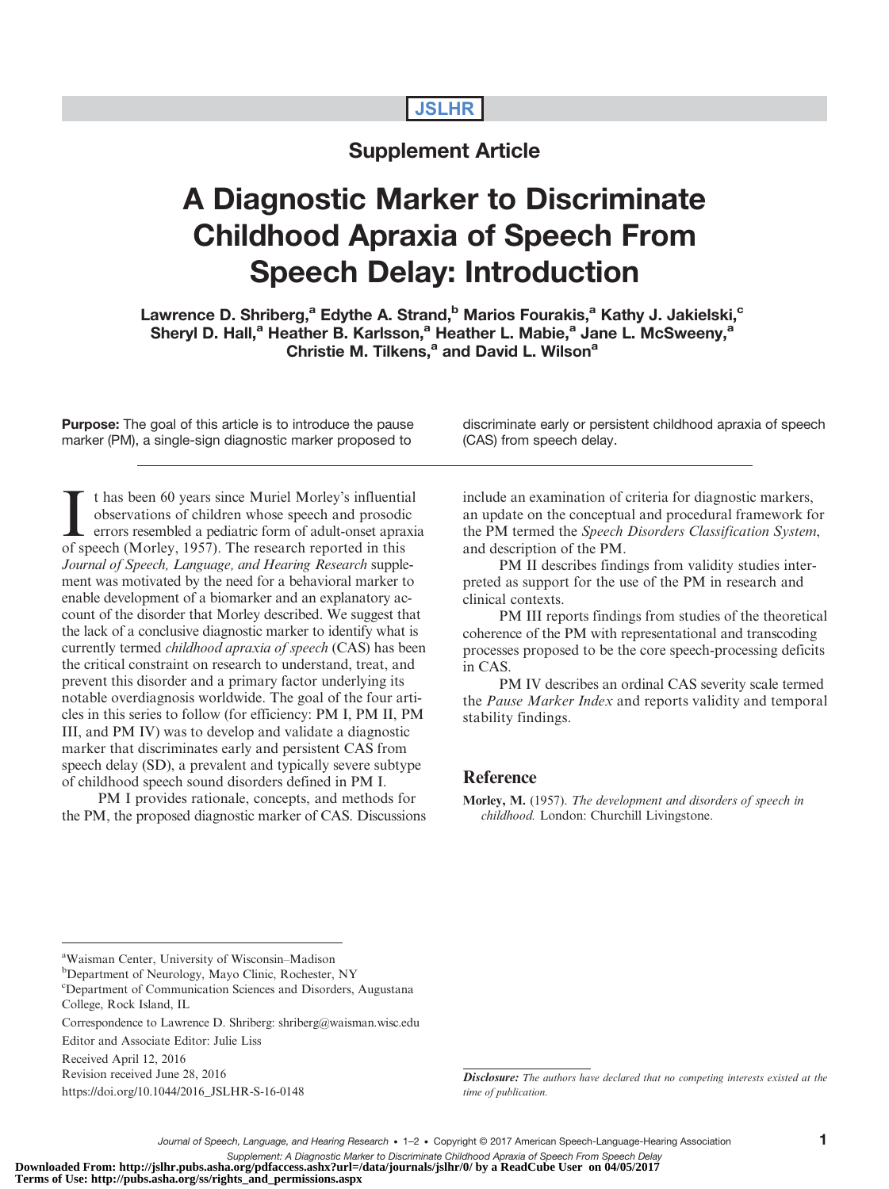Supplement Article

# A Diagnostic Marker to Discriminate Childhood Apraxia of Speech From Speech Delay: Introduction

**Lawrence D. Shriberg,[a] Edythe A. Strand,[b] Marios Fourakis,[a] Kathy J. Jakielski,[c] Sheryl D. Hall,[a] Heather B. Karlsson,[a] Heather L. Mabie,[a] Jane L. McSweeny,[a] Christie M. Tilkens,[a] and David L. Wilson[a]**

**Purpose:** The goal of this article is to introduce the pause marker (PM), a single-sign diagnostic marker proposed to discriminate early or persistent childhood apraxia of speech (CAS) from speech delay.

---

It has been 60 years since Muriel Morley's influential observations of children whose speech and prosodic errors resembled a pediatric form of adult-onset apraxia of speech (Morley, 1957). The research reported in this *Journal of Speech, Language, and Hearing Research* supplement was motivated by the need for a behavioral marker to enable development of a biomarker and an explanatory account of the disorder that Morley described. We suggest that the lack of a conclusive diagnostic marker to identify what is currently termed *childhood apraxia of speech* (CAS) has been the critical constraint on research to understand, treat, and prevent this disorder and a primary factor underlying its notable overdiagnosis worldwide. The goal of the four articles in this series to follow (for efficiency: PM I, PM II, PM III, and PM IV) was to develop and validate a diagnostic marker that discriminates early and persistent CAS from speech delay (SD), a prevalent and typically severe subtype of childhood speech sound disorders defined in PM I.

PM I provides rationale, concepts, and methods for the PM, the proposed diagnostic marker of CAS. Discussions include an examination of criteria for diagnostic markers, an update on the conceptual and procedural framework for the PM termed the *Speech Disorders Classification System*, and description of the PM.

PM II describes findings from validity studies interpreted as support for the use of the PM in research and clinical contexts.

PM III reports findings from studies of the theoretical coherence of the PM with representational and transcoding processes proposed to be the core speech-processing deficits in CAS.

PM IV describes an ordinal CAS severity scale termed the *Pause Marker Index* and reports validity and temporal stability findings.

## Reference

**Morley, M.** (1957). *The development and disorders of speech in childhood.* London: Churchill Livingstone.

---

[a]Waisman Center, University of Wisconsin–Madison
[b]Department of Neurology, Mayo Clinic, Rochester, NY
[c]Department of Communication Sciences and Disorders, Augustana College, Rock Island, IL

Correspondence to Lawrence D. Shriberg: shriberg@waisman.wisc.edu

Editor and Associate Editor: Julie Liss

Received April 12, 2016
Revision received June 28, 2016
https://doi.org/10.1044/2016_JSLHR-S-16-0148

*Disclosure: The authors have declared that no competing interests existed at the time of publication.*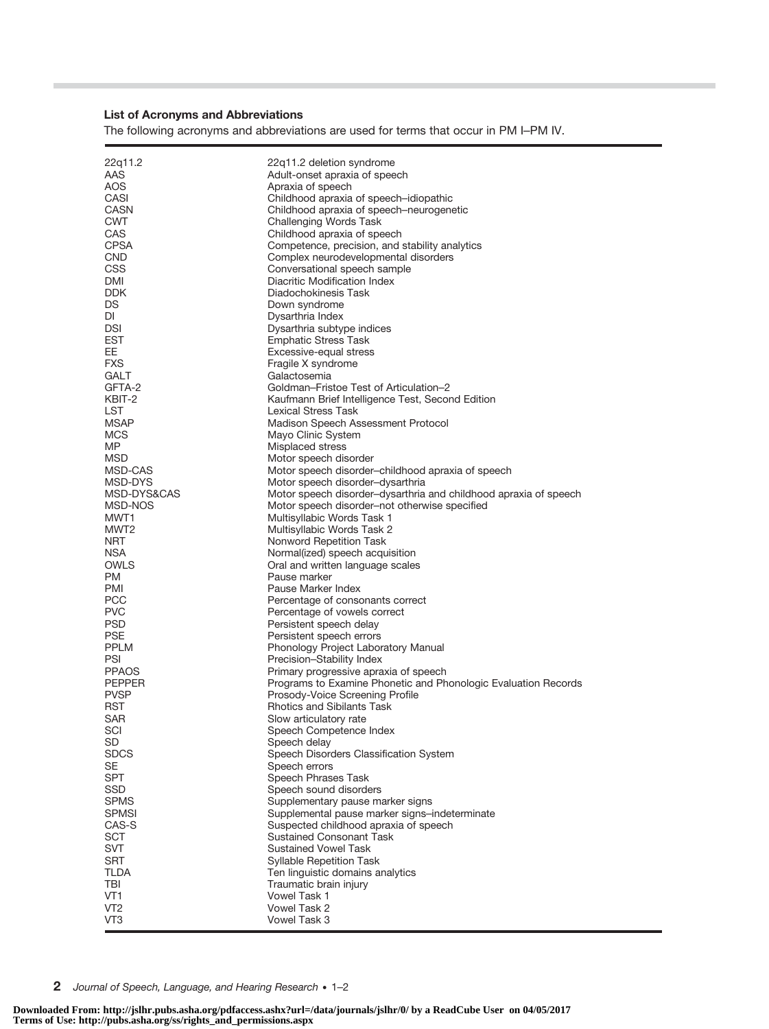### List of Acronyms and Abbreviations

The following acronyms and abbreviations are used for terms that occur in PM I–PM IV.

| | |
|---|---|
| 22q11.2 | 22q11.2 deletion syndrome |
| AAS | Adult-onset apraxia of speech |
| AOS | Apraxia of speech |
| CASI | Childhood apraxia of speech–idiopathic |
| CASN | Childhood apraxia of speech–neurogenetic |
| CWT | Challenging Words Task |
| CAS | Childhood apraxia of speech |
| CPSA | Competence, precision, and stability analytics |
| CND | Complex neurodevelopmental disorders |
| CSS | Conversational speech sample |
| DMI | Diacritic Modification Index |
| DDK | Diadochokinesis Task |
| DS | Down syndrome |
| DI | Dysarthria Index |
| DSI | Dysarthria subtype indices |
| EST | Emphatic Stress Task |
| EE | Excessive-equal stress |
| FXS | Fragile X syndrome |
| GALT | Galactosemia |
| GFTA-2 | Goldman–Fristoe Test of Articulation–2 |
| KBIT-2 | Kaufmann Brief Intelligence Test, Second Edition |
| LST | Lexical Stress Task |
| MSAP | Madison Speech Assessment Protocol |
| MCS | Mayo Clinic System |
| MP | Misplaced stress |
| MSD | Motor speech disorder |
| MSD-CAS | Motor speech disorder–childhood apraxia of speech |
| MSD-DYS | Motor speech disorder–dysarthria |
| MSD-DYS&CAS | Motor speech disorder–dysarthria and childhood apraxia of speech |
| MSD-NOS | Motor speech disorder–not otherwise specified |
| MWT1 | Multisyllabic Words Task 1 |
| MWT2 | Multisyllabic Words Task 2 |
| NRT | Nonword Repetition Task |
| NSA | Normal(ized) speech acquisition |
| OWLS | Oral and written language scales |
| PM | Pause marker |
| PMI | Pause Marker Index |
| PCC | Percentage of consonants correct |
| PVC | Percentage of vowels correct |
| PSD | Persistent speech delay |
| PSE | Persistent speech errors |
| PPLM | Phonology Project Laboratory Manual |
| PSI | Precision–Stability Index |
| PPAOS | Primary progressive apraxia of speech |
| PEPPER | Programs to Examine Phonetic and Phonologic Evaluation Records |
| PVSP | Prosody-Voice Screening Profile |
| RST | Rhotics and Sibilants Task |
| SAR | Slow articulatory rate |
| SCI | Speech Competence Index |
| SD | Speech delay |
| SDCS | Speech Disorders Classification System |
| SE | Speech errors |
| SPT | Speech Phrases Task |
| SSD | Speech sound disorders |
| SPMS | Supplementary pause marker signs |
| SPMSI | Supplemental pause marker signs–indeterminate |
| CAS-S | Suspected childhood apraxia of speech |
| SCT | Sustained Consonant Task |
| SVT | Sustained Vowel Task |
| SRT | Syllable Repetition Task |
| TLDA | Ten linguistic domains analytics |
| TBI | Traumatic brain injury |
| VT1 | Vowel Task 1 |
| VT2 | Vowel Task 2 |
| VT3 | Vowel Task 3 |